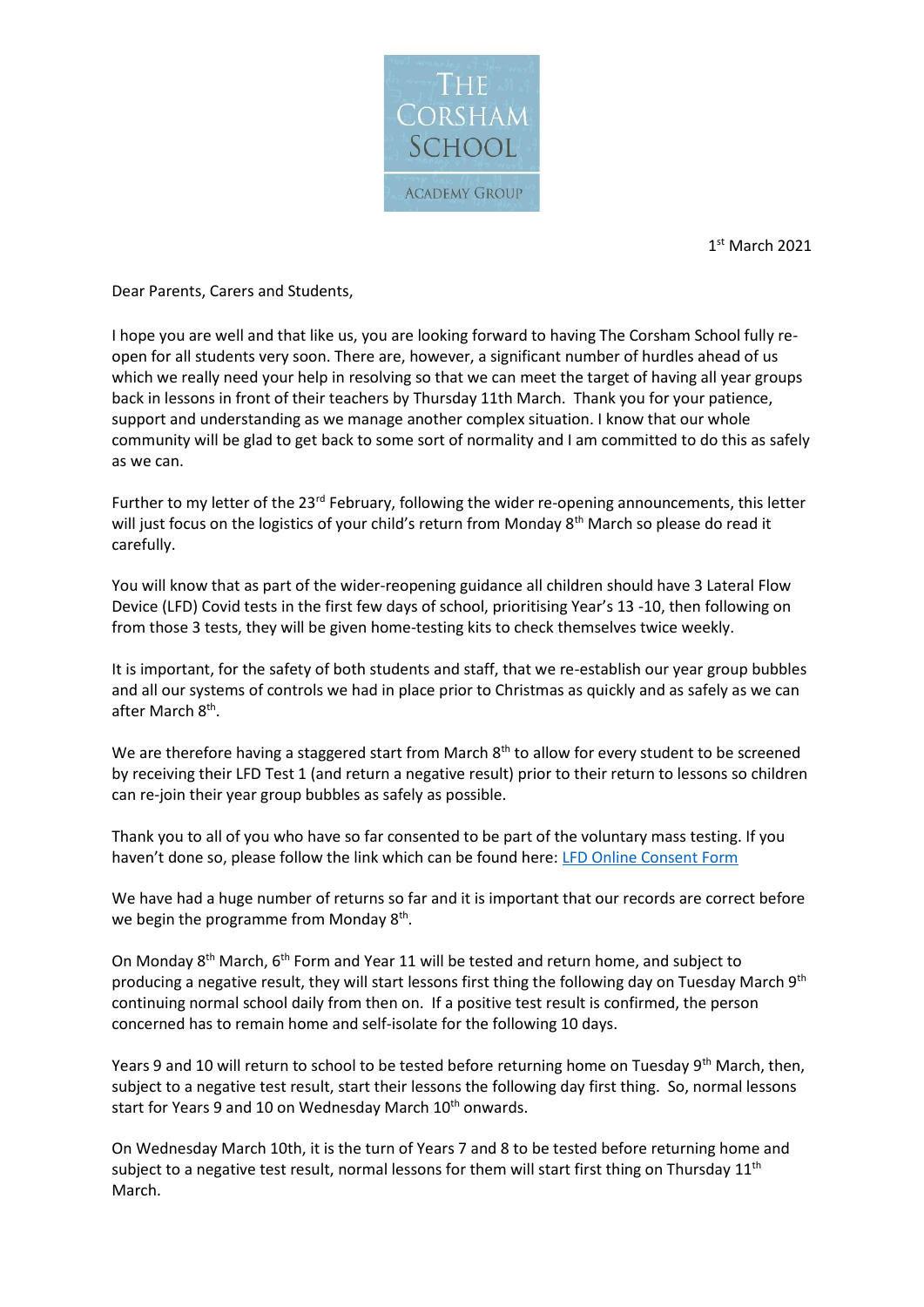THE CORSHAM SCHOOL

ACADEMY GROUP

1st March 2021

Dear Parents, Carers and Students,

I hope you are well and that like us, you are looking forward to having The Corsham School fully re-open for all students very soon. There are, however, a significant number of hurdles ahead of us which we really need your help in resolving so that we can meet the target of having all year groups back in lessons in front of their teachers by Thursday 11th March. Thank you for your patience, support and understanding as we manage another complex situation. I know that our whole community will be glad to get back to some sort of normality and I am committed to do this as safely as we can.

Further to my letter of the 23rd February, following the wider re-opening announcements, this letter will just focus on the logistics of your child's return from Monday 8th March so please do read it carefully.

You will know that as part of the wider-reopening guidance all children should have 3 Lateral Flow Device (LFD) Covid tests in the first few days of school, prioritising Year's 13 -10, then following on from those 3 tests, they will be given home-testing kits to check themselves twice weekly.

It is important, for the safety of both students and staff, that we re-establish our year group bubbles and all our systems of controls we had in place prior to Christmas as quickly and as safely as we can after March 8th.

We are therefore having a staggered start from March 8th to allow for every student to be screened by receiving their LFD Test 1 (and return a negative result) prior to their return to lessons so children can re-join their year group bubbles as safely as possible.

Thank you to all of you who have so far consented to be part of the voluntary mass testing. If you haven't done so, please follow the link which can be found here: LFD Online Consent Form

We have had a huge number of returns so far and it is important that our records are correct before we begin the programme from Monday 8th.

On Monday 8th March, 6th Form and Year 11 will be tested and return home, and subject to producing a negative result, they will start lessons first thing the following day on Tuesday March 9th continuing normal school daily from then on. If a positive test result is confirmed, the person concerned has to remain home and self-isolate for the following 10 days.

Years 9 and 10 will return to school to be tested before returning home on Tuesday 9th March, then, subject to a negative test result, start their lessons the following day first thing. So, normal lessons start for Years 9 and 10 on Wednesday March 10th onwards.

On Wednesday March 10th, it is the turn of Years 7 and 8 to be tested before returning home and subject to a negative test result, normal lessons for them will start first thing on Thursday 11th March.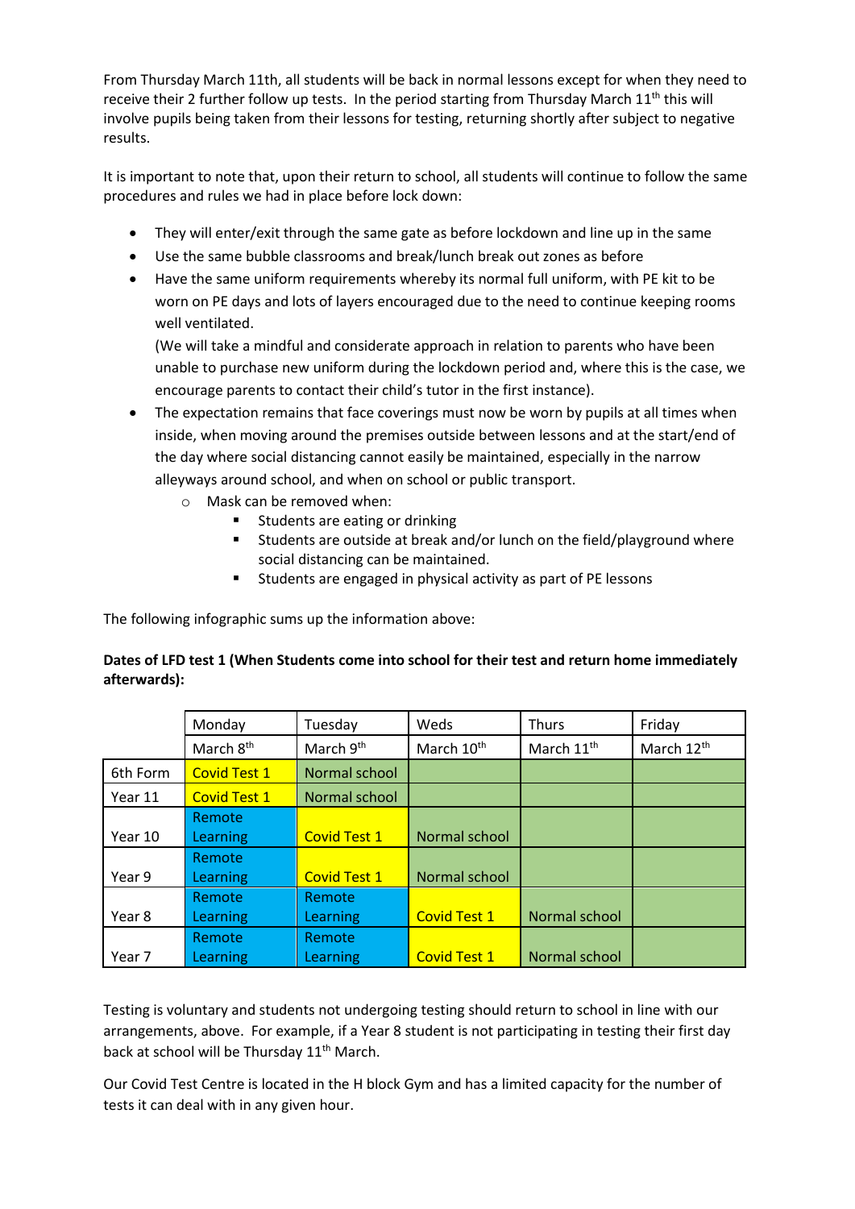From Thursday March 11th, all students will be back in normal lessons except for when they need to receive their 2 further follow up tests. In the period starting from Thursday March 11th this will involve pupils being taken from their lessons for testing, returning shortly after subject to negative results.

It is important to note that, upon their return to school, all students will continue to follow the same procedures and rules we had in place before lock down:

- They will enter/exit through the same gate as before lockdown and line up in the same
- Use the same bubble classrooms and break/lunch break out zones as before
- Have the same uniform requirements whereby its normal full uniform, with PE kit to be worn on PE days and lots of layers encouraged due to the need to continue keeping rooms well ventilated.
  (We will take a mindful and considerate approach in relation to parents who have been unable to purchase new uniform during the lockdown period and, where this is the case, we encourage parents to contact their child's tutor in the first instance).
- The expectation remains that face coverings must now be worn by pupils at all times when inside, when moving around the premises outside between lessons and at the start/end of the day where social distancing cannot easily be maintained, especially in the narrow alleyways around school, and when on school or public transport.
  - Mask can be removed when:
    - Students are eating or drinking
    - Students are outside at break and/or lunch on the field/playground where social distancing can be maintained.
    - Students are engaged in physical activity as part of PE lessons

The following infographic sums up the information above:

**Dates of LFD test 1 (When Students come into school for their test and return home immediately afterwards):**

| | Monday | Tuesday | Weds | Thurs | Friday |
|---|---|---|---|---|---|
| | March 8th | March 9th | March 10th | March 11th | March 12th |
| 6th Form | Covid Test 1 | Normal school | | | |
| Year 11 | Covid Test 1 | Normal school | | | |
| Year 10 | Remote Learning | Covid Test 1 | Normal school | | |
| Year 9 | Remote Learning | Covid Test 1 | Normal school | | |
| Year 8 | Remote Learning | Remote Learning | Covid Test 1 | Normal school | |
| Year 7 | Remote Learning | Remote Learning | Covid Test 1 | Normal school | |

Testing is voluntary and students not undergoing testing should return to school in line with our arrangements, above. For example, if a Year 8 student is not participating in testing their first day back at school will be Thursday 11th March.

Our Covid Test Centre is located in the H block Gym and has a limited capacity for the number of tests it can deal with in any given hour.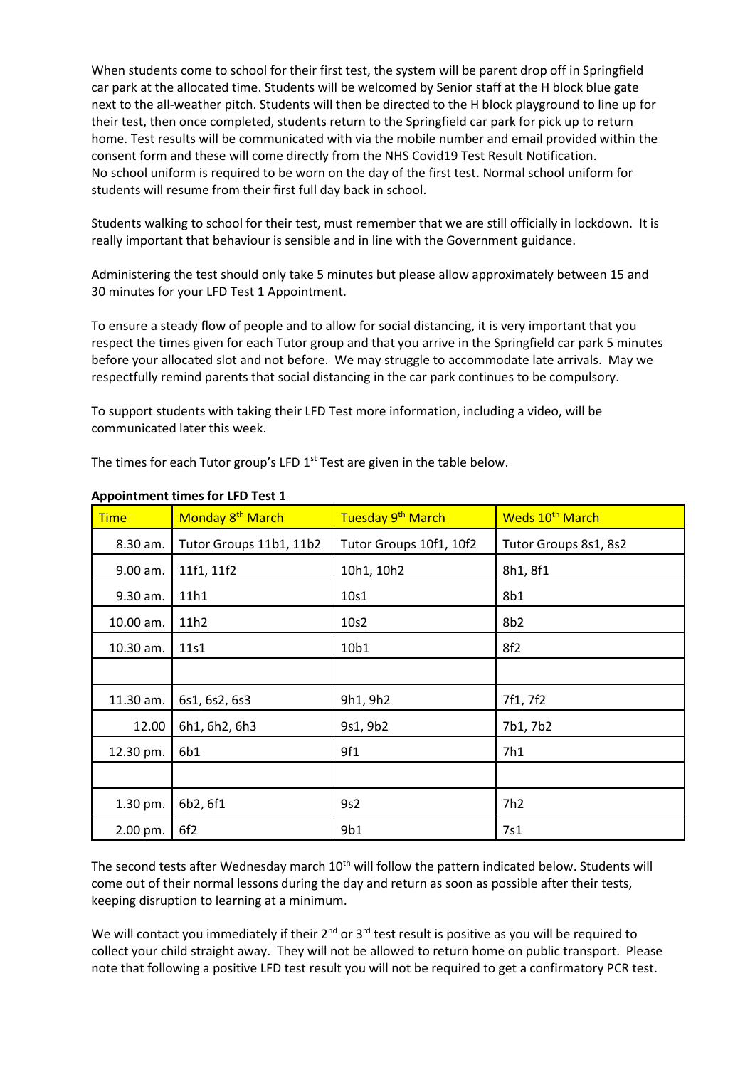When students come to school for their first test, the system will be parent drop off in Springfield car park at the allocated time. Students will be welcomed by Senior staff at the H block blue gate next to the all-weather pitch. Students will then be directed to the H block playground to line up for their test, then once completed, students return to the Springfield car park for pick up to return home. Test results will be communicated with via the mobile number and email provided within the consent form and these will come directly from the NHS Covid19 Test Result Notification.
No school uniform is required to be worn on the day of the first test. Normal school uniform for students will resume from their first full day back in school.

Students walking to school for their test, must remember that we are still officially in lockdown. It is really important that behaviour is sensible and in line with the Government guidance.

Administering the test should only take 5 minutes but please allow approximately between 15 and 30 minutes for your LFD Test 1 Appointment.

To ensure a steady flow of people and to allow for social distancing, it is very important that you respect the times given for each Tutor group and that you arrive in the Springfield car park 5 minutes before your allocated slot and not before. We may struggle to accommodate late arrivals. May we respectfully remind parents that social distancing in the car park continues to be compulsory.

To support students with taking their LFD Test more information, including a video, will be communicated later this week.

The times for each Tutor group's LFD 1st Test are given in the table below.

**Appointment times for LFD Test 1**

| Time | Monday 8th March | Tuesday 9th March | Weds 10th March |
|---|---|---|---|
| 8.30 am. | Tutor Groups 11b1, 11b2 | Tutor Groups 10f1, 10f2 | Tutor Groups 8s1, 8s2 |
| 9.00 am. | 11f1, 11f2 | 10h1, 10h2 | 8h1, 8f1 |
| 9.30 am. | 11h1 | 10s1 | 8b1 |
| 10.00 am. | 11h2 | 10s2 | 8b2 |
| 10.30 am. | 11s1 | 10b1 | 8f2 |
| | | | |
| 11.30 am. | 6s1, 6s2, 6s3 | 9h1, 9h2 | 7f1, 7f2 |
| 12.00 | 6h1, 6h2, 6h3 | 9s1, 9b2 | 7b1, 7b2 |
| 12.30 pm. | 6b1 | 9f1 | 7h1 |
| | | | |
| 1.30 pm. | 6b2, 6f1 | 9s2 | 7h2 |
| 2.00 pm. | 6f2 | 9b1 | 7s1 |

The second tests after Wednesday march 10th will follow the pattern indicated below. Students will come out of their normal lessons during the day and return as soon as possible after their tests, keeping disruption to learning at a minimum.

We will contact you immediately if their 2nd or 3rd test result is positive as you will be required to collect your child straight away. They will not be allowed to return home on public transport. Please note that following a positive LFD test result you will not be required to get a confirmatory PCR test.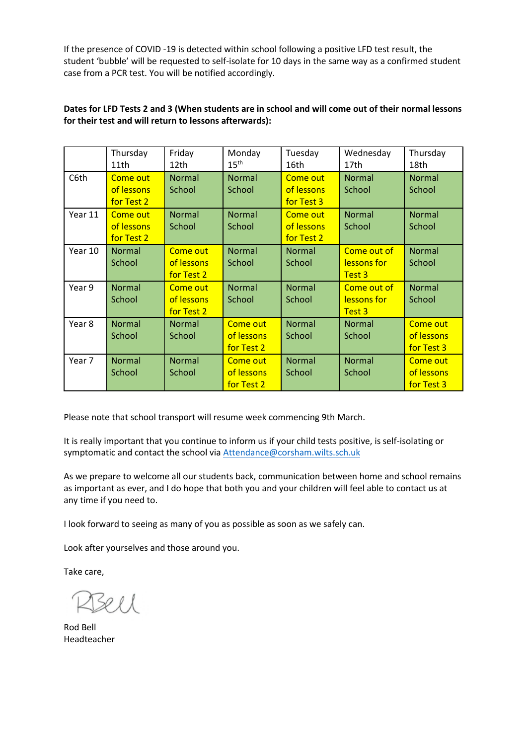If the presence of COVID -19 is detected within school following a positive LFD test result, the student 'bubble' will be requested to self-isolate for 10 days in the same way as a confirmed student case from a PCR test. You will be notified accordingly.

**Dates for LFD Tests 2 and 3 (When students are in school and will come out of their normal lessons for their test and will return to lessons afterwards):**

| | Thursday 11th | Friday 12th | Monday 15th | Tuesday 16th | Wednesday 17th | Thursday 18th |
|---|---|---|---|---|---|---|
| C6th | Come out of lessons for Test 2 | Normal School | Normal School | Come out of lessons for Test 3 | Normal School | Normal School |
| Year 11 | Come out of lessons for Test 2 | Normal School | Normal School | Come out of lessons for Test 2 | Normal School | Normal School |
| Year 10 | Normal School | Come out of lessons for Test 2 | Normal School | Normal School | Come out of lessons for Test 3 | Normal School |
| Year 9 | Normal School | Come out of lessons for Test 2 | Normal School | Normal School | Come out of lessons for Test 3 | Normal School |
| Year 8 | Normal School | Normal School | Come out of lessons for Test 2 | Normal School | Normal School | Come out of lessons for Test 3 |
| Year 7 | Normal School | Normal School | Come out of lessons for Test 2 | Normal School | Normal School | Come out of lessons for Test 3 |

Please note that school transport will resume week commencing 9th March.

It is really important that you continue to inform us if your child tests positive, is self-isolating or symptomatic and contact the school via Attendance@corsham.wilts.sch.uk

As we prepare to welcome all our students back, communication between home and school remains as important as ever, and I do hope that both you and your children will feel able to contact us at any time if you need to.

I look forward to seeing as many of you as possible as soon as we safely can.

Look after yourselves and those around you.

Take care,

RBell

Rod Bell
Headteacher